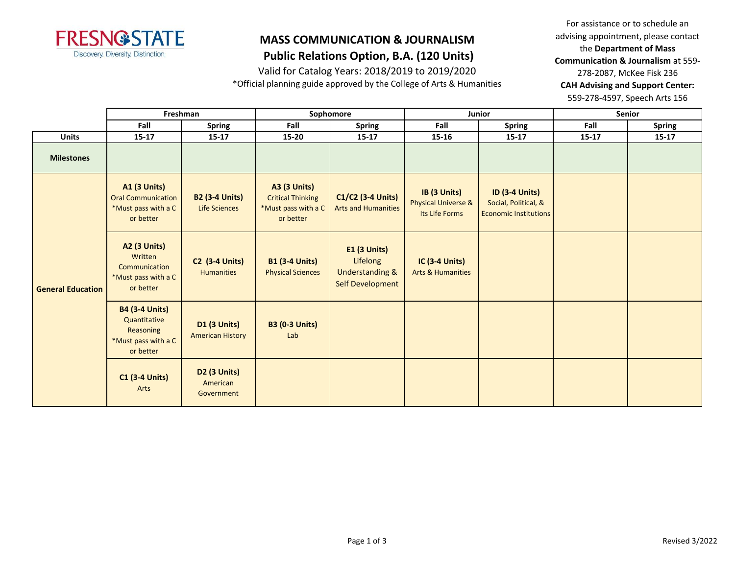# MASS COMMUNICATION & JOURNALISM

## Public Relations Option, B.A. (120 Units)

Valid for Catalog Years: 2018/2019 to 2019/2020

*Official planning guide approved by the College of Arts & Humanities

For assistance or to schedule an advising appointment, please contact the **Department of Mass Communication & Journalism** at 559-278-2087, McKee Fisk 236

**CAH Advising and Support Center:** 559-278-4597, Speech Arts 156

| | Freshman | | Sophomore | | Junior | | Senior | |
|---|---|---|---|---|---|---|---|---|
| | **Fall** | **Spring** | **Fall** | **Spring** | **Fall** | **Spring** | **Fall** | **Spring** |
| **Units** | **15-17** | **15-17** | **15-20** | **15-17** | **15-16** | **15-17** | **15-17** | **15-17** |
| **Milestones** | | | | | | | | |
| **General Education** | **A1 (3 Units)** Oral Communication *Must pass with a C or better | **B2 (3-4 Units)** Life Sciences | **A3 (3 Units)** Critical Thinking *Must pass with a C or better | **C1/C2 (3-4 Units)** Arts and Humanities | **IB (3 Units)** Physical Universe & Its Life Forms | **ID (3-4 Units)** Social, Political, & Economic Institutions | | |
| | **A2 (3 Units)** Written Communication *Must pass with a C or better | **C2 (3-4 Units)** Humanities | **B1 (3-4 Units)** Physical Sciences | **E1 (3 Units)** Lifelong Understanding & Self Development | **IC (3-4 Units)** Arts & Humanities | | | |
| | **B4 (3-4 Units)** Quantitative Reasoning *Must pass with a C or better | **D1 (3 Units)** American History | **B3 (0-3 Units)** Lab | | | | | |
| | **C1 (3-4 Units)** Arts | **D2 (3 Units)** American Government | | | | | | |

Revised 3/2022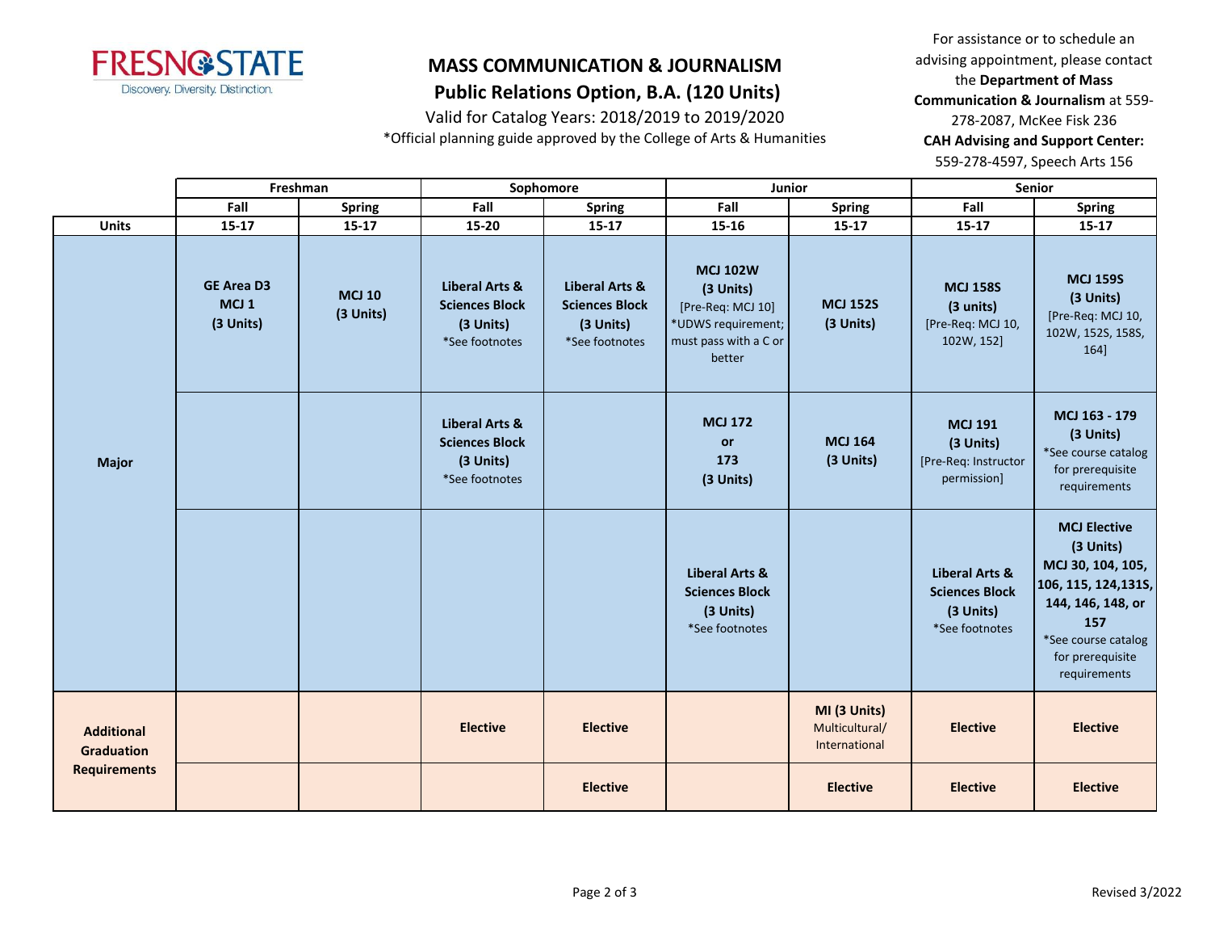# MASS COMMUNICATION & JOURNALISM

## Public Relations Option, B.A. (120 Units)

Valid for Catalog Years: 2018/2019 to 2019/2020

*Official planning guide approved by the College of Arts & Humanities

For assistance or to schedule an advising appointment, please contact the **Department of Mass Communication & Journalism** at 559-278-2087, McKee Fisk 236
**CAH Advising and Support Center:** 559-278-4597, Speech Arts 156

| | Freshman | | Sophomore | | Junior | | Senior | |
|---|---|---|---|---|---|---|---|---|
| | Fall | Spring | Fall | Spring | Fall | Spring | Fall | Spring |
| **Units** | 15-17 | 15-17 | 15-20 | 15-17 | 15-16 | 15-17 | 15-17 | 15-17 |
| **Major** | **GE Area D3 MCJ 1 (3 Units)** | **MCJ 10 (3 Units)** | **Liberal Arts & Sciences Block (3 Units)** *See footnotes | **Liberal Arts & Sciences Block (3 Units)** *See footnotes | **MCJ 102W (3 Units)** [Pre-Req: MCJ 10] *UDWS requirement; must pass with a C or better | **MCJ 152S (3 Units)** | **MCJ 158S (3 units)** [Pre-Req: MCJ 10, 102W, 152] | **MCJ 159S (3 Units)** [Pre-Req: MCJ 10, 102W, 152S, 158S, 164] |
| | | | **Liberal Arts & Sciences Block (3 Units)** *See footnotes | | **MCJ 172 or 173 (3 Units)** | **MCJ 164 (3 Units)** | **MCJ 191 (3 Units)** [Pre-Req: Instructor permission] | **MCJ 163 - 179 (3 Units)** *See course catalog for prerequisite requirements |
| | | | | | **Liberal Arts & Sciences Block (3 Units)** *See footnotes | | **Liberal Arts & Sciences Block (3 Units)** *See footnotes | **MCJ Elective (3 Units) MCJ 30, 104, 105, 106, 115, 124,131S, 144, 146, 148, or 157** *See course catalog for prerequisite requirements |
| **Additional Graduation Requirements** | | | **Elective** | **Elective** | | **MI (3 Units)** Multicultural/ International | **Elective** | **Elective** |
| | | | | **Elective** | | **Elective** | **Elective** | **Elective** |

Revised 3/2022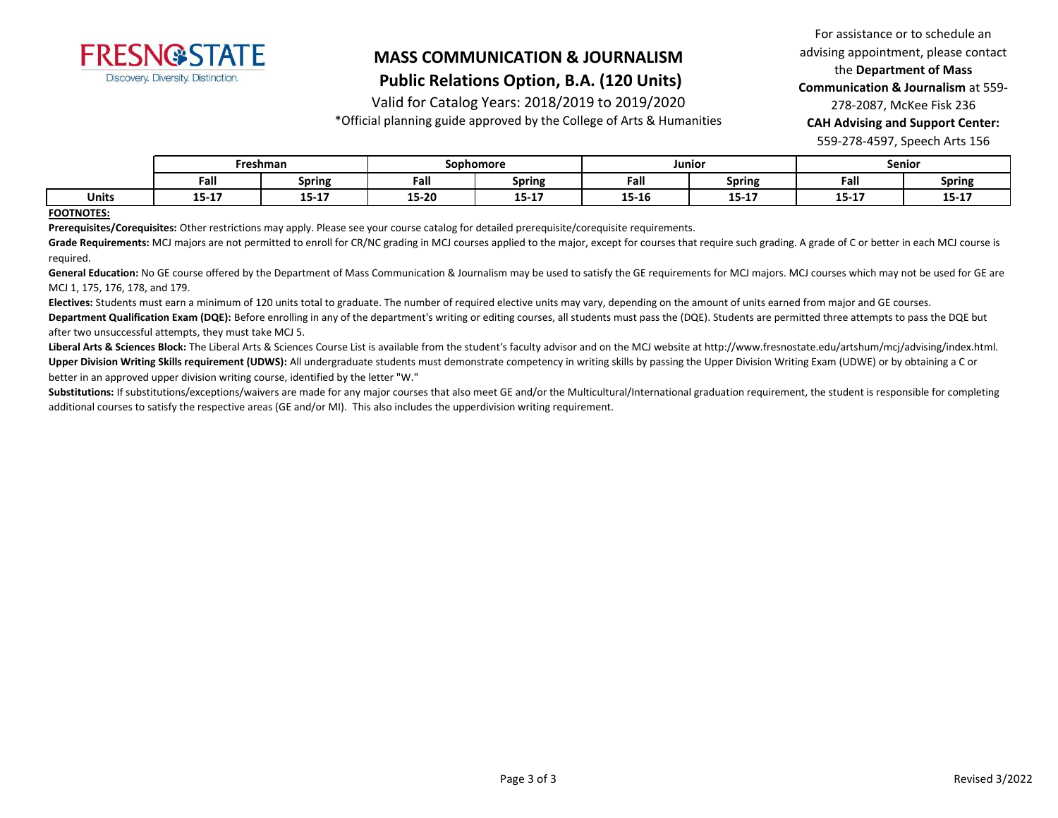# MASS COMMUNICATION & JOURNALISM

## Public Relations Option, B.A. (120 Units)

Valid for Catalog Years: 2018/2019 to 2019/2020

*Official planning guide approved by the College of Arts & Humanities

For assistance or to schedule an advising appointment, please contact the **Department of Mass Communication & Journalism** at 559-278-2087, McKee Fisk 236

**CAH Advising and Support Center:** 559-278-4597, Speech Arts 156

| | Freshman | | Sophomore | | Junior | | Senior | |
|---|---|---|---|---|---|---|---|---|
| | Fall | Spring | Fall | Spring | Fall | Spring | Fall | Spring |
| **Units** | 15-17 | 15-17 | 15-20 | 15-17 | 15-16 | 15-17 | 15-17 | 15-17 |

**FOOTNOTES:**

**Prerequisites/Corequisites:** Other restrictions may apply. Please see your course catalog for detailed prerequisite/corequisite requirements.

**Grade Requirements:** MCJ majors are not permitted to enroll for CR/NC grading in MCJ courses applied to the major, except for courses that require such grading. A grade of C or better in each MCJ course is required.

**General Education:** No GE course offered by the Department of Mass Communication & Journalism may be used to satisfy the GE requirements for MCJ majors. MCJ courses which may not be used for GE are MCJ 1, 175, 176, 178, and 179.

**Electives:** Students must earn a minimum of 120 units total to graduate. The number of required elective units may vary, depending on the amount of units earned from major and GE courses.

**Department Qualification Exam (DQE):** Before enrolling in any of the department's writing or editing courses, all students must pass the (DQE). Students are permitted three attempts to pass the DQE but after two unsuccessful attempts, they must take MCJ 5.

**Liberal Arts & Sciences Block:** The Liberal Arts & Sciences Course List is available from the student's faculty advisor and on the MCJ website at http://www.fresnostate.edu/artshum/mcj/advising/index.html.

**Upper Division Writing Skills requirement (UDWS):** All undergraduate students must demonstrate competency in writing skills by passing the Upper Division Writing Exam (UDWE) or by obtaining a C or better in an approved upper division writing course, identified by the letter "W."

**Substitutions:** If substitutions/exceptions/waivers are made for any major courses that also meet GE and/or the Multicultural/International graduation requirement, the student is responsible for completing additional courses to satisfy the respective areas (GE and/or MI). This also includes the upperdivision writing requirement.

Revised 3/2022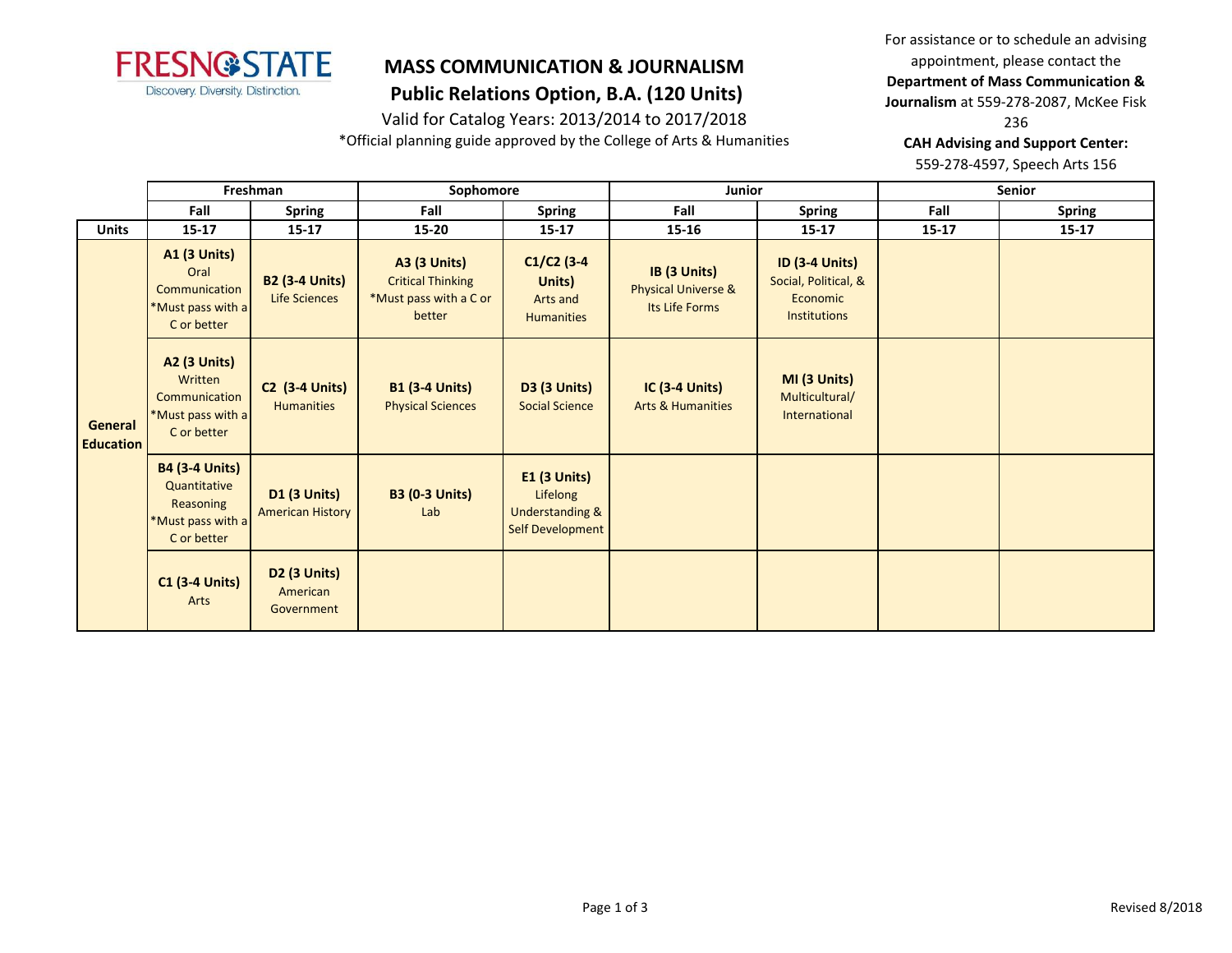# MASS COMMUNICATION & JOURNALISM
## Public Relations Option, B.A. (120 Units)

Valid for Catalog Years: 2013/2014 to 2017/2018

*Official planning guide approved by the College of Arts & Humanities

For assistance or to schedule an advising appointment, please contact the **Department of Mass Communication & Journalism** at 559-278-2087, McKee Fisk 236

**CAH Advising and Support Center:** 559-278-4597, Speech Arts 156

| | Freshman | | Sophomore | | Junior | | Senior | |
|---|---|---|---|---|---|---|---|---|
| | Fall | Spring | Fall | Spring | Fall | Spring | Fall | Spring |
| **Units** | 15-17 | 15-17 | 15-20 | 15-17 | 15-16 | 15-17 | 15-17 | 15-17 |
| **General Education** | **A1 (3 Units)** Oral Communication *Must pass with a C or better | **B2 (3-4 Units)** Life Sciences | **A3 (3 Units)** Critical Thinking *Must pass with a C or better | **C1/C2 (3-4 Units)** Arts and Humanities | **IB (3 Units)** Physical Universe & Its Life Forms | **ID (3-4 Units)** Social, Political, & Economic Institutions | | |
| | **A2 (3 Units)** Written Communication *Must pass with a C or better | **C2 (3-4 Units)** Humanities | **B1 (3-4 Units)** Physical Sciences | **D3 (3 Units)** Social Science | **IC (3-4 Units)** Arts & Humanities | **MI (3 Units)** Multicultural/ International | | |
| | **B4 (3-4 Units)** Quantitative Reasoning *Must pass with a C or better | **D1 (3 Units)** American History | **B3 (0-3 Units)** Lab | **E1 (3 Units)** Lifelong Understanding & Self Development | | | | |
| | **C1 (3-4 Units)** Arts | **D2 (3 Units)** American Government | | | | | | |

Revised 8/2018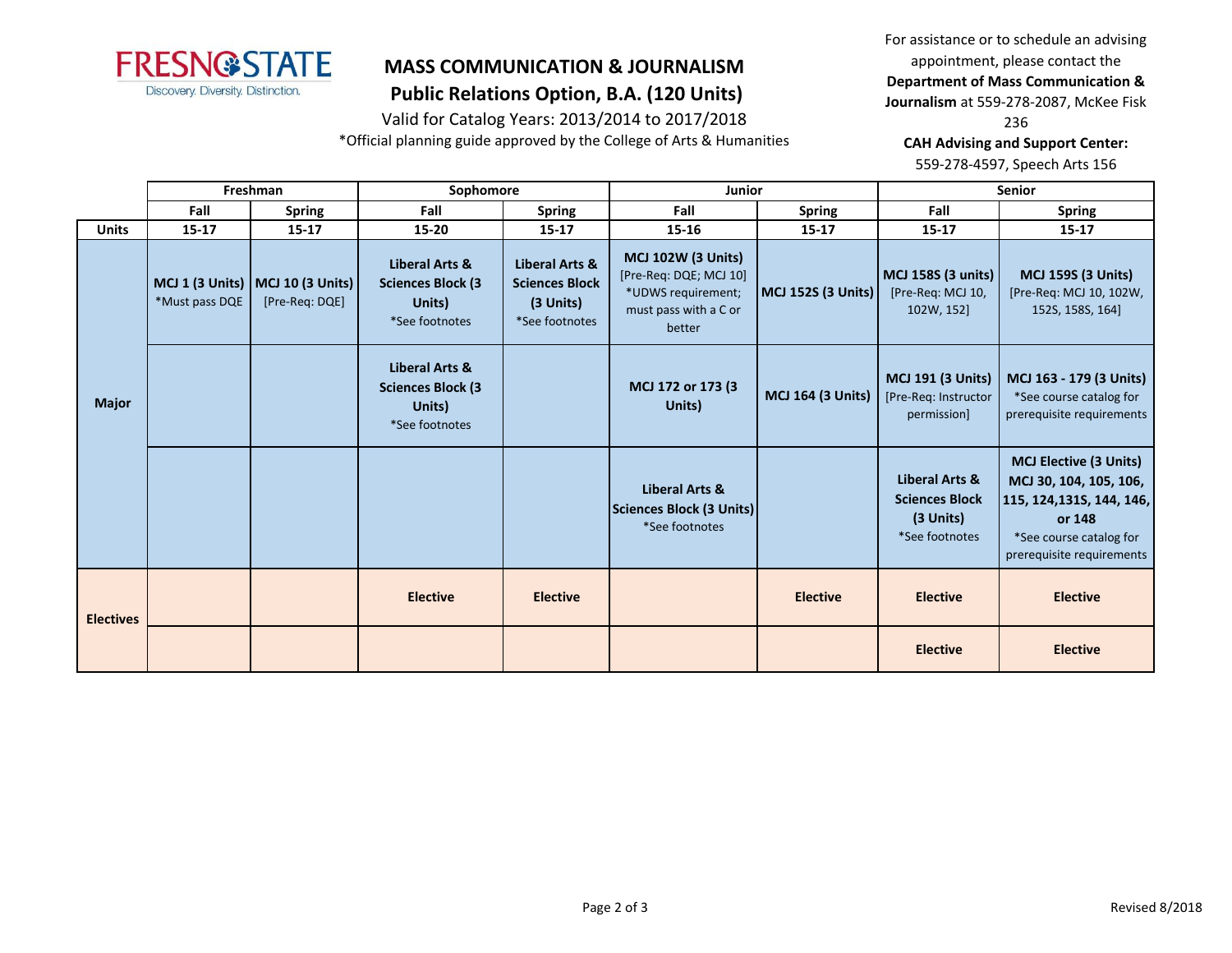# MASS COMMUNICATION & JOURNALISM

## Public Relations Option, B.A. (120 Units)

Valid for Catalog Years: 2013/2014 to 2017/2018

*Official planning guide approved by the College of Arts & Humanities

For assistance or to schedule an advising appointment, please contact the **Department of Mass Communication & Journalism** at 559-278-2087, McKee Fisk 236

**CAH Advising and Support Center:** 559-278-4597, Speech Arts 156

| | Freshman | | Sophomore | | Junior | | Senior | |
|---|---|---|---|---|---|---|---|---|
| | **Fall** | **Spring** | **Fall** | **Spring** | **Fall** | **Spring** | **Fall** | **Spring** |
| **Units** | **15-17** | **15-17** | **15-20** | **15-17** | **15-16** | **15-17** | **15-17** | **15-17** |
| **Major** | **MCJ 1 (3 Units)** *Must pass DQE | **MCJ 10 (3 Units)** [Pre-Req: DQE] | **Liberal Arts & Sciences Block (3 Units)** *See footnotes | **Liberal Arts & Sciences Block (3 Units)** *See footnotes | **MCJ 102W (3 Units)** [Pre-Req: DQE; MCJ 10] *UDWS requirement; must pass with a C or better | **MCJ 152S (3 Units)** | **MCJ 158S (3 units)** [Pre-Req: MCJ 10, 102W, 152] | **MCJ 159S (3 Units)** [Pre-Req: MCJ 10, 102W, 152S, 158S, 164] |
| | | | **Liberal Arts & Sciences Block (3 Units)** *See footnotes | | **MCJ 172 or 173 (3 Units)** | **MCJ 164 (3 Units)** | **MCJ 191 (3 Units)** [Pre-Req: Instructor permission] | **MCJ 163 - 179 (3 Units)** *See course catalog for prerequisite requirements |
| | | | | | **Liberal Arts & Sciences Block (3 Units)** *See footnotes | | **Liberal Arts & Sciences Block (3 Units)** *See footnotes | **MCJ Elective (3 Units) MCJ 30, 104, 105, 106, 115, 124,131S, 144, 146, or 148** *See course catalog for prerequisite requirements |
| **Electives** | | | **Elective** | **Elective** | | **Elective** | **Elective** | **Elective** |
| | | | | | | | **Elective** | **Elective** |

Revised 8/2018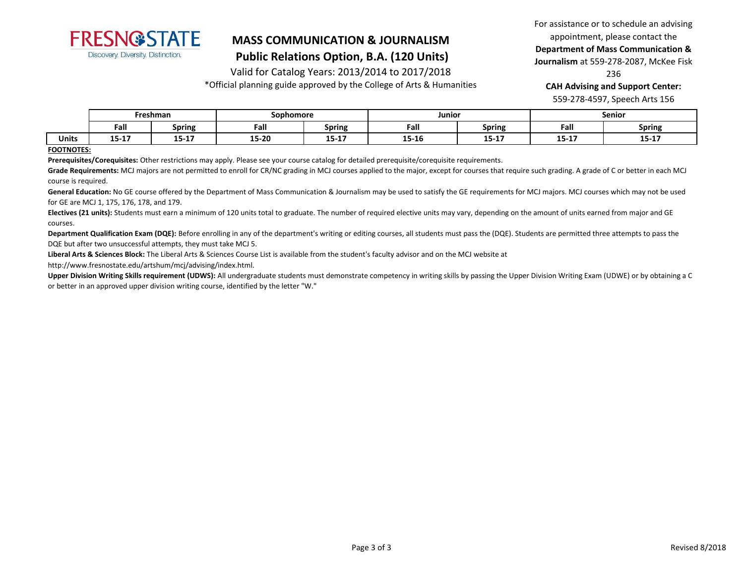FRESNO STATE
Discovery. Diversity. Distinction.

# MASS COMMUNICATION & JOURNALISM

## Public Relations Option, B.A. (120 Units)

Valid for Catalog Years: 2013/2014 to 2017/2018

*Official planning guide approved by the College of Arts & Humanities

For assistance or to schedule an advising appointment, please contact the **Department of Mass Communication & Journalism** at 559-278-2087, McKee Fisk 236

**CAH Advising and Support Center:** 559-278-4597, Speech Arts 156

| | Freshman | | Sophomore | | Junior | | Senior | |
|---|---|---|---|---|---|---|---|---|
| | **Fall** | **Spring** | **Fall** | **Spring** | **Fall** | **Spring** | **Fall** | **Spring** |
| **Units** | **15-17** | **15-17** | **15-20** | **15-17** | **15-16** | **15-17** | **15-17** | **15-17** |

**FOOTNOTES:**

**Prerequisites/Corequisites:** Other restrictions may apply. Please see your course catalog for detailed prerequisite/corequisite requirements.

**Grade Requirements:** MCJ majors are not permitted to enroll for CR/NC grading in MCJ courses applied to the major, except for courses that require such grading. A grade of C or better in each MCJ course is required.

**General Education:** No GE course offered by the Department of Mass Communication & Journalism may be used to satisfy the GE requirements for MCJ majors. MCJ courses which may not be used for GE are MCJ 1, 175, 176, 178, and 179.

**Electives (21 units):** Students must earn a minimum of 120 units total to graduate. The number of required elective units may vary, depending on the amount of units earned from major and GE courses.

**Department Qualification Exam (DQE):** Before enrolling in any of the department's writing or editing courses, all students must pass the (DQE). Students are permitted three attempts to pass the DQE but after two unsuccessful attempts, they must take MCJ 5.

**Liberal Arts & Sciences Block:** The Liberal Arts & Sciences Course List is available from the student's faculty advisor and on the MCJ website at http://www.fresnostate.edu/artshum/mcj/advising/index.html.

**Upper Division Writing Skills requirement (UDWS):** All undergraduate students must demonstrate competency in writing skills by passing the Upper Division Writing Exam (UDWE) or by obtaining a C or better in an approved upper division writing course, identified by the letter "W."

Revised 8/2018